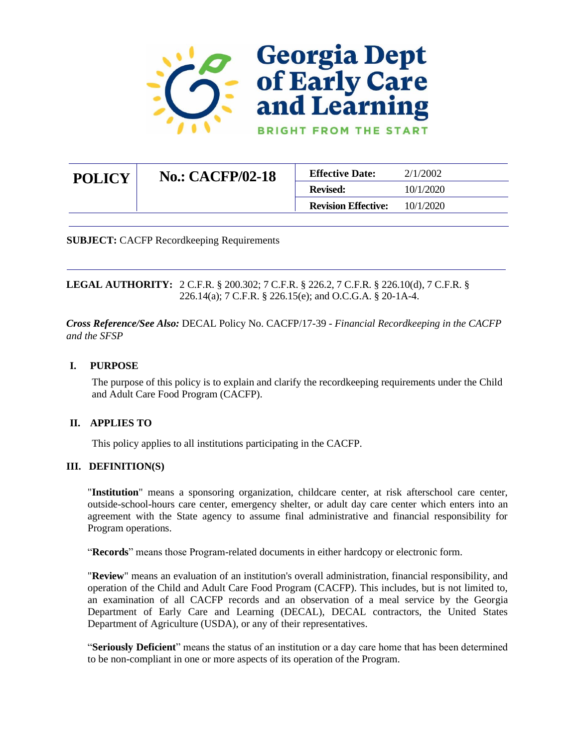Georgia Dept of Early Care and Learning

BRIGHT FROM THE START

| POLICY | No.: CACFP/02-18 | Effective Date: | 2/1/2002 |
|---|---|---|---|
| | | Revised: | 10/1/2020 |
| | | Revision Effective: | 10/1/2020 |

**SUBJECT:** CACFP Recordkeeping Requirements

**LEGAL AUTHORITY:** 2 C.F.R. § 200.302; 7 C.F.R. § 226.2, 7 C.F.R. § 226.10(d), 7 C.F.R. § 226.14(a); 7 C.F.R. § 226.15(e); and O.C.G.A. § 20-1A-4.

***Cross Reference/See Also:*** DECAL Policy No. CACFP/17-39 - *Financial Recordkeeping in the CACFP and the SFSP*

## I. PURPOSE

The purpose of this policy is to explain and clarify the recordkeeping requirements under the Child and Adult Care Food Program (CACFP).

## II. APPLIES TO

This policy applies to all institutions participating in the CACFP.

## III. DEFINITION(S)

"**Institution**" means a sponsoring organization, childcare center, at risk afterschool care center, outside-school-hours care center, emergency shelter, or adult day care center which enters into an agreement with the State agency to assume final administrative and financial responsibility for Program operations.

"**Records**" means those Program-related documents in either hardcopy or electronic form.

"**Review**" means an evaluation of an institution's overall administration, financial responsibility, and operation of the Child and Adult Care Food Program (CACFP). This includes, but is not limited to, an examination of all CACFP records and an observation of a meal service by the Georgia Department of Early Care and Learning (DECAL), DECAL contractors, the United States Department of Agriculture (USDA), or any of their representatives.

"**Seriously Deficient**" means the status of an institution or a day care home that has been determined to be non-compliant in one or more aspects of its operation of the Program.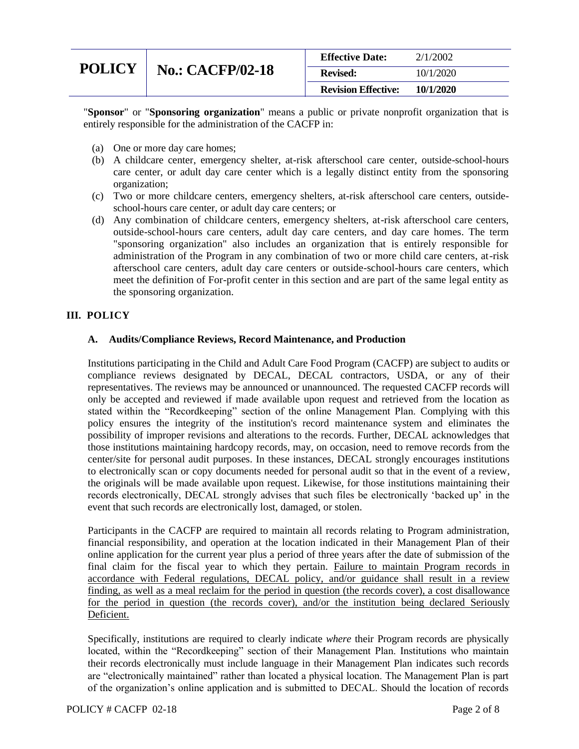"**Sponsor**" or "**Sponsoring organization**" means a public or private nonprofit organization that is entirely responsible for the administration of the CACFP in:

(a) One or more day care homes;
(b) A childcare center, emergency shelter, at-risk afterschool care center, outside-school-hours care center, or adult day care center which is a legally distinct entity from the sponsoring organization;
(c) Two or more childcare centers, emergency shelters, at-risk afterschool care centers, outside-school-hours care center, or adult day care centers; or
(d) Any combination of childcare centers, emergency shelters, at-risk afterschool care centers, outside-school-hours care centers, adult day care centers, and day care homes. The term "sponsoring organization" also includes an organization that is entirely responsible for administration of the Program in any combination of two or more child care centers, at-risk afterschool care centers, adult day care centers or outside-school-hours care centers, which meet the definition of For-profit center in this section and are part of the same legal entity as the sponsoring organization.

## III. POLICY

### A. Audits/Compliance Reviews, Record Maintenance, and Production

Institutions participating in the Child and Adult Care Food Program (CACFP) are subject to audits or compliance reviews designated by DECAL, DECAL contractors, USDA, or any of their representatives. The reviews may be announced or unannounced. The requested CACFP records will only be accepted and reviewed if made available upon request and retrieved from the location as stated within the "Recordkeeping" section of the online Management Plan. Complying with this policy ensures the integrity of the institution's record maintenance system and eliminates the possibility of improper revisions and alterations to the records. Further, DECAL acknowledges that those institutions maintaining hardcopy records, may, on occasion, need to remove records from the center/site for personal audit purposes. In these instances, DECAL strongly encourages institutions to electronically scan or copy documents needed for personal audit so that in the event of a review, the originals will be made available upon request. Likewise, for those institutions maintaining their records electronically, DECAL strongly advises that such files be electronically 'backed up' in the event that such records are electronically lost, damaged, or stolen.

Participants in the CACFP are required to maintain all records relating to Program administration, financial responsibility, and operation at the location indicated in their Management Plan of their online application for the current year plus a period of three years after the date of submission of the final claim for the fiscal year to which they pertain. Failure to maintain Program records in accordance with Federal regulations, DECAL policy, and/or guidance shall result in a review finding, as well as a meal reclaim for the period in question (the records cover), a cost disallowance for the period in question (the records cover), and/or the institution being declared Seriously Deficient.

Specifically, institutions are required to clearly indicate *where* their Program records are physically located, within the "Recordkeeping" section of their Management Plan. Institutions who maintain their records electronically must include language in their Management Plan indicates such records are "electronically maintained" rather than located a physical location. The Management Plan is part of the organization's online application and is submitted to DECAL. Should the location of records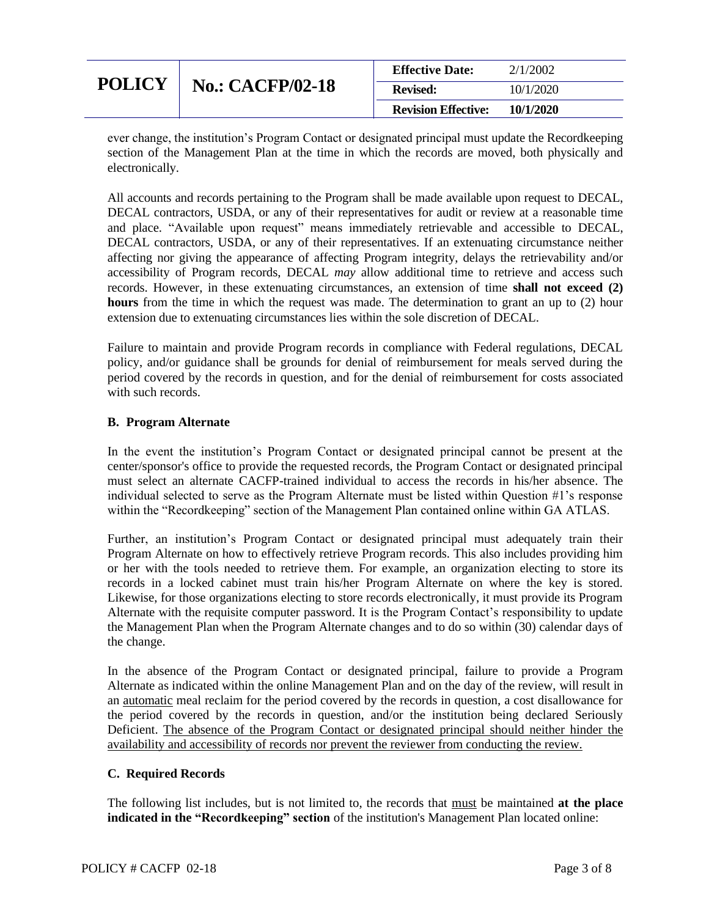ever change, the institution's Program Contact or designated principal must update the Recordkeeping section of the Management Plan at the time in which the records are moved, both physically and electronically.

All accounts and records pertaining to the Program shall be made available upon request to DECAL, DECAL contractors, USDA, or any of their representatives for audit or review at a reasonable time and place. "Available upon request" means immediately retrievable and accessible to DECAL, DECAL contractors, USDA, or any of their representatives. If an extenuating circumstance neither affecting nor giving the appearance of affecting Program integrity, delays the retrievability and/or accessibility of Program records, DECAL *may* allow additional time to retrieve and access such records. However, in these extenuating circumstances, an extension of time **shall not exceed (2) hours** from the time in which the request was made. The determination to grant an up to (2) hour extension due to extenuating circumstances lies within the sole discretion of DECAL.

Failure to maintain and provide Program records in compliance with Federal regulations, DECAL policy, and/or guidance shall be grounds for denial of reimbursement for meals served during the period covered by the records in question, and for the denial of reimbursement for costs associated with such records.

### B. Program Alternate

In the event the institution's Program Contact or designated principal cannot be present at the center/sponsor's office to provide the requested records, the Program Contact or designated principal must select an alternate CACFP-trained individual to access the records in his/her absence. The individual selected to serve as the Program Alternate must be listed within Question #1's response within the "Recordkeeping" section of the Management Plan contained online within GA ATLAS.

Further, an institution's Program Contact or designated principal must adequately train their Program Alternate on how to effectively retrieve Program records. This also includes providing him or her with the tools needed to retrieve them. For example, an organization electing to store its records in a locked cabinet must train his/her Program Alternate on where the key is stored. Likewise, for those organizations electing to store records electronically, it must provide its Program Alternate with the requisite computer password. It is the Program Contact's responsibility to update the Management Plan when the Program Alternate changes and to do so within (30) calendar days of the change.

In the absence of the Program Contact or designated principal, failure to provide a Program Alternate as indicated within the online Management Plan and on the day of the review, will result in an automatic meal reclaim for the period covered by the records in question, a cost disallowance for the period covered by the records in question, and/or the institution being declared Seriously Deficient. The absence of the Program Contact or designated principal should neither hinder the availability and accessibility of records nor prevent the reviewer from conducting the review.

### C. Required Records

The following list includes, but is not limited to, the records that must be maintained **at the place indicated in the "Recordkeeping" section** of the institution's Management Plan located online: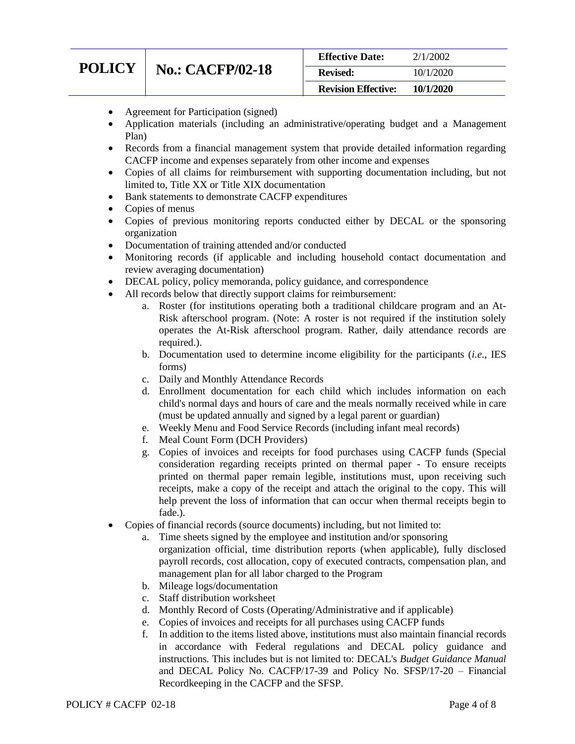- Agreement for Participation (signed)
- Application materials (including an administrative/operating budget and a Management Plan)
- Records from a financial management system that provide detailed information regarding CACFP income and expenses separately from other income and expenses
- Copies of all claims for reimbursement with supporting documentation including, but not limited to, Title XX or Title XIX documentation
- Bank statements to demonstrate CACFP expenditures
- Copies of menus
- Copies of previous monitoring reports conducted either by DECAL or the sponsoring organization
- Documentation of training attended and/or conducted
- Monitoring records (if applicable and including household contact documentation and review averaging documentation)
- DECAL policy, policy memoranda, policy guidance, and correspondence
- All records below that directly support claims for reimbursement:
    a. Roster (for institutions operating both a traditional childcare program and an At-Risk afterschool program. (Note: A roster is not required if the institution solely operates the At-Risk afterschool program. Rather, daily attendance records are required.).
    b. Documentation used to determine income eligibility for the participants (*i.e.,* IES forms)
    c. Daily and Monthly Attendance Records
    d. Enrollment documentation for each child which includes information on each child's normal days and hours of care and the meals normally received while in care (must be updated annually and signed by a legal parent or guardian)
    e. Weekly Menu and Food Service Records (including infant meal records)
    f. Meal Count Form (DCH Providers)
    g. Copies of invoices and receipts for food purchases using CACFP funds (Special consideration regarding receipts printed on thermal paper - To ensure receipts printed on thermal paper remain legible, institutions must, upon receiving such receipts, make a copy of the receipt and attach the original to the copy. This will help prevent the loss of information that can occur when thermal receipts begin to fade.).
- Copies of financial records (source documents) including, but not limited to:
    a. Time sheets signed by the employee and institution and/or sponsoring organization official, time distribution reports (when applicable), fully disclosed payroll records, cost allocation, copy of executed contracts, compensation plan, and management plan for all labor charged to the Program
    b. Mileage logs/documentation
    c. Staff distribution worksheet
    d. Monthly Record of Costs (Operating/Administrative and if applicable)
    e. Copies of invoices and receipts for all purchases using CACFP funds
    f. In addition to the items listed above, institutions must also maintain financial records in accordance with Federal regulations and DECAL policy guidance and instructions. This includes but is not limited to: DECAL's *Budget Guidance Manual* and DECAL Policy No. CACFP/17-39 and Policy No. SFSP/17-20 – Financial Recordkeeping in the CACFP and the SFSP.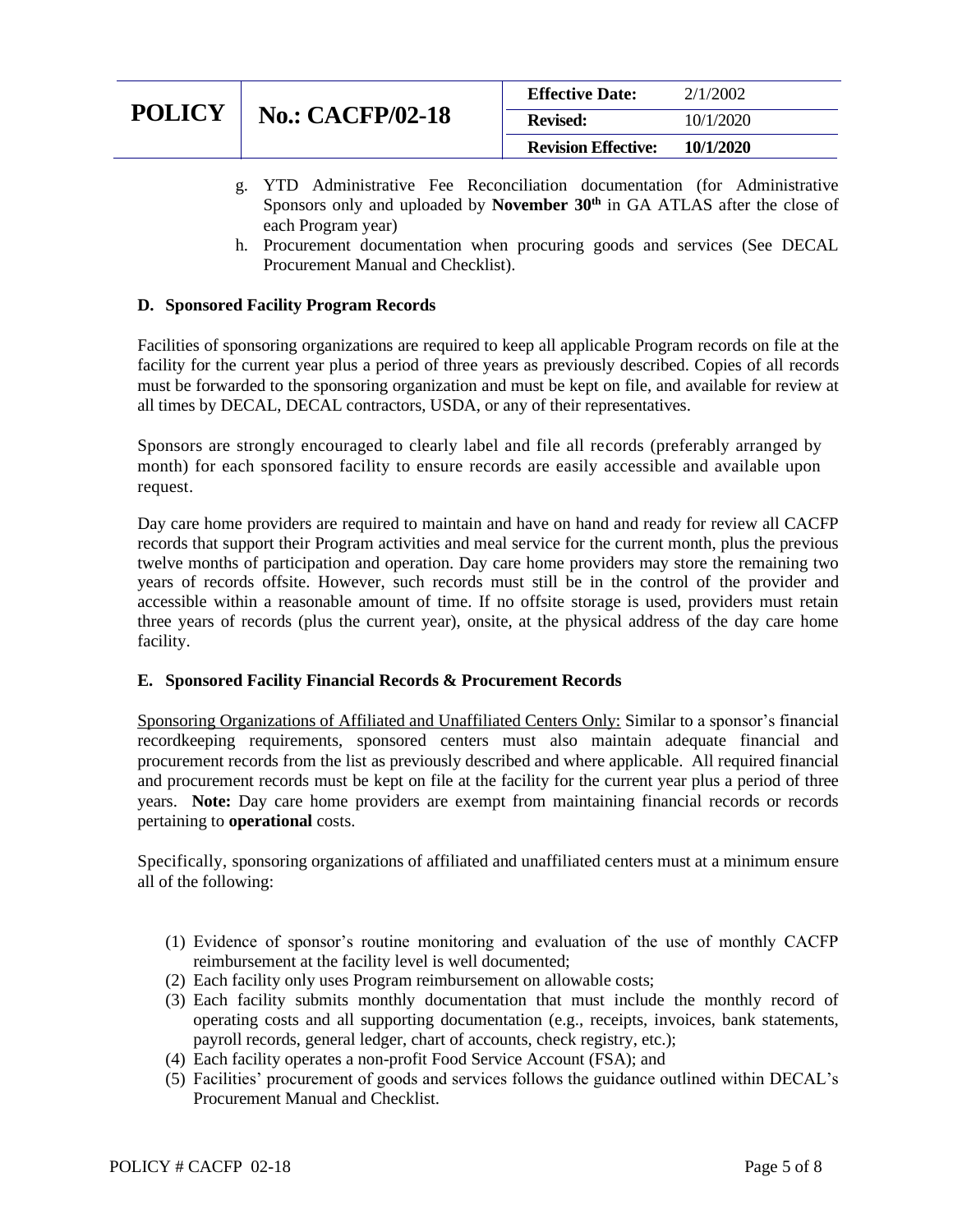g. YTD Administrative Fee Reconciliation documentation (for Administrative Sponsors only and uploaded by **November 30th** in GA ATLAS after the close of each Program year)

h. Procurement documentation when procuring goods and services (See DECAL Procurement Manual and Checklist).

### D. Sponsored Facility Program Records

Facilities of sponsoring organizations are required to keep all applicable Program records on file at the facility for the current year plus a period of three years as previously described. Copies of all records must be forwarded to the sponsoring organization and must be kept on file, and available for review at all times by DECAL, DECAL contractors, USDA, or any of their representatives.

Sponsors are strongly encouraged to clearly label and file all records (preferably arranged by month) for each sponsored facility to ensure records are easily accessible and available upon request.

Day care home providers are required to maintain and have on hand and ready for review all CACFP records that support their Program activities and meal service for the current month, plus the previous twelve months of participation and operation. Day care home providers may store the remaining two years of records offsite. However, such records must still be in the control of the provider and accessible within a reasonable amount of time. If no offsite storage is used, providers must retain three years of records (plus the current year), onsite, at the physical address of the day care home facility.

### E. Sponsored Facility Financial Records & Procurement Records

Sponsoring Organizations of Affiliated and Unaffiliated Centers Only: Similar to a sponsor's financial recordkeeping requirements, sponsored centers must also maintain adequate financial and procurement records from the list as previously described and where applicable. All required financial and procurement records must be kept on file at the facility for the current year plus a period of three years. **Note:** Day care home providers are exempt from maintaining financial records or records pertaining to **operational** costs.

Specifically, sponsoring organizations of affiliated and unaffiliated centers must at a minimum ensure all of the following:

(1) Evidence of sponsor's routine monitoring and evaluation of the use of monthly CACFP reimbursement at the facility level is well documented;
(2) Each facility only uses Program reimbursement on allowable costs;
(3) Each facility submits monthly documentation that must include the monthly record of operating costs and all supporting documentation (e.g., receipts, invoices, bank statements, payroll records, general ledger, chart of accounts, check registry, etc.);
(4) Each facility operates a non-profit Food Service Account (FSA); and
(5) Facilities' procurement of goods and services follows the guidance outlined within DECAL's Procurement Manual and Checklist.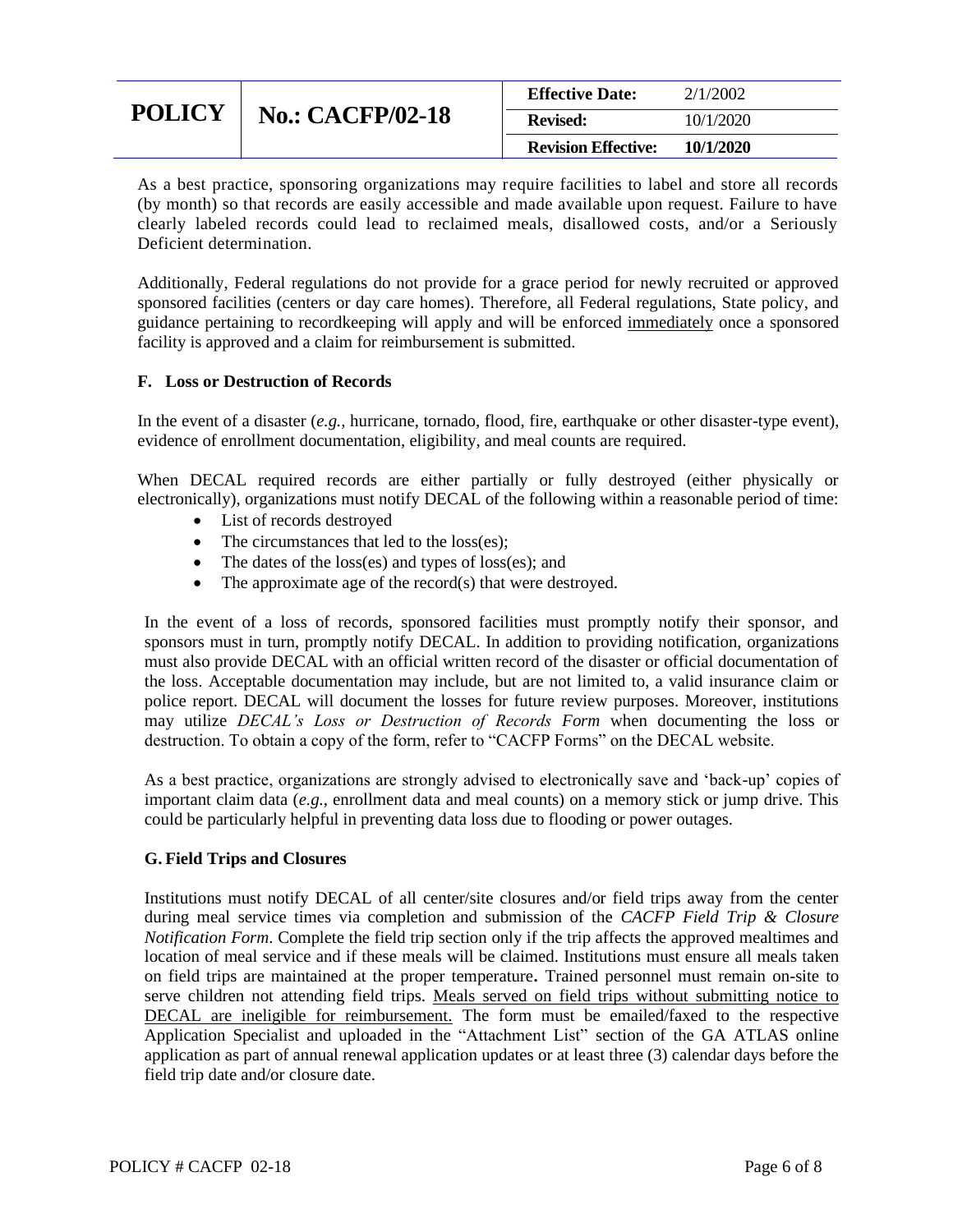As a best practice, sponsoring organizations may require facilities to label and store all records (by month) so that records are easily accessible and made available upon request. Failure to have clearly labeled records could lead to reclaimed meals, disallowed costs, and/or a Seriously Deficient determination.

Additionally, Federal regulations do not provide for a grace period for newly recruited or approved sponsored facilities (centers or day care homes). Therefore, all Federal regulations, State policy, and guidance pertaining to recordkeeping will apply and will be enforced <u>immediately</u> once a sponsored facility is approved and a claim for reimbursement is submitted.

### F. Loss or Destruction of Records

In the event of a disaster (*e.g.*, hurricane, tornado, flood, fire, earthquake or other disaster-type event), evidence of enrollment documentation, eligibility, and meal counts are required.

When DECAL required records are either partially or fully destroyed (either physically or electronically), organizations must notify DECAL of the following within a reasonable period of time:

- List of records destroyed
- The circumstances that led to the loss(es);
- The dates of the loss(es) and types of loss(es); and
- The approximate age of the record(s) that were destroyed.

In the event of a loss of records, sponsored facilities must promptly notify their sponsor, and sponsors must in turn, promptly notify DECAL. In addition to providing notification, organizations must also provide DECAL with an official written record of the disaster or official documentation of the loss. Acceptable documentation may include, but are not limited to, a valid insurance claim or police report. DECAL will document the losses for future review purposes. Moreover, institutions may utilize *DECAL's Loss or Destruction of Records Form* when documenting the loss or destruction. To obtain a copy of the form, refer to "CACFP Forms" on the DECAL website.

As a best practice, organizations are strongly advised to electronically save and 'back-up' copies of important claim data (*e.g.*, enrollment data and meal counts) on a memory stick or jump drive. This could be particularly helpful in preventing data loss due to flooding or power outages.

### G. Field Trips and Closures

Institutions must notify DECAL of all center/site closures and/or field trips away from the center during meal service times via completion and submission of the *CACFP Field Trip & Closure Notification Form*. Complete the field trip section only if the trip affects the approved mealtimes and location of meal service and if these meals will be claimed. Institutions must ensure all meals taken on field trips are maintained at the proper temperature**.** Trained personnel must remain on-site to serve children not attending field trips. <u>Meals served on field trips without submitting notice to DECAL are ineligible for reimbursement.</u> The form must be emailed/faxed to the respective Application Specialist and uploaded in the "Attachment List" section of the GA ATLAS online application as part of annual renewal application updates or at least three (3) calendar days before the field trip date and/or closure date.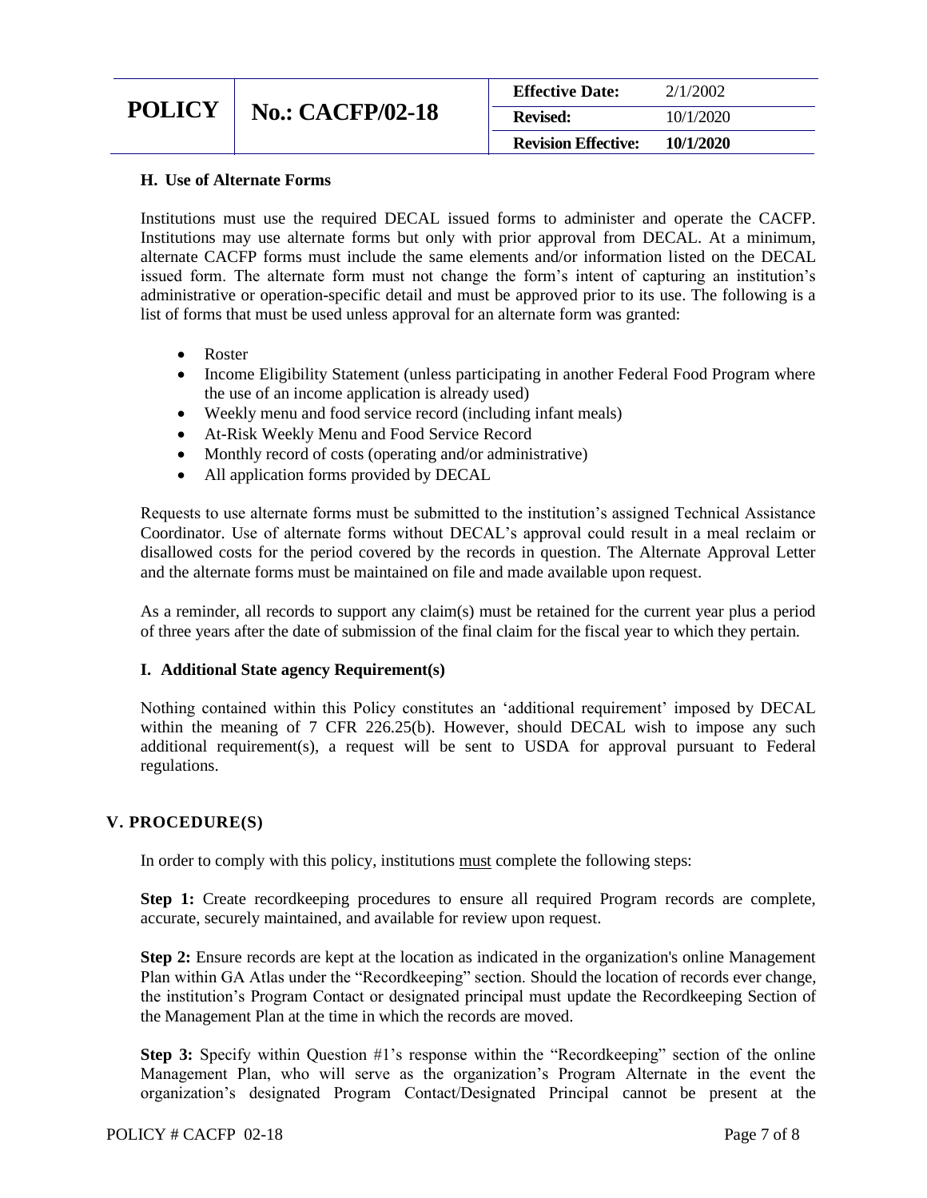### H. Use of Alternate Forms

Institutions must use the required DECAL issued forms to administer and operate the CACFP. Institutions may use alternate forms but only with prior approval from DECAL. At a minimum, alternate CACFP forms must include the same elements and/or information listed on the DECAL issued form. The alternate form must not change the form's intent of capturing an institution's administrative or operation-specific detail and must be approved prior to its use. The following is a list of forms that must be used unless approval for an alternate form was granted:

- Roster
- Income Eligibility Statement (unless participating in another Federal Food Program where the use of an income application is already used)
- Weekly menu and food service record (including infant meals)
- At-Risk Weekly Menu and Food Service Record
- Monthly record of costs (operating and/or administrative)
- All application forms provided by DECAL

Requests to use alternate forms must be submitted to the institution's assigned Technical Assistance Coordinator. Use of alternate forms without DECAL's approval could result in a meal reclaim or disallowed costs for the period covered by the records in question. The Alternate Approval Letter and the alternate forms must be maintained on file and made available upon request.

As a reminder, all records to support any claim(s) must be retained for the current year plus a period of three years after the date of submission of the final claim for the fiscal year to which they pertain.

### I. Additional State agency Requirement(s)

Nothing contained within this Policy constitutes an 'additional requirement' imposed by DECAL within the meaning of 7 CFR 226.25(b). However, should DECAL wish to impose any such additional requirement(s), a request will be sent to USDA for approval pursuant to Federal regulations.

## V. PROCEDURE(S)

In order to comply with this policy, institutions must complete the following steps:

**Step 1:** Create recordkeeping procedures to ensure all required Program records are complete, accurate, securely maintained, and available for review upon request.

**Step 2:** Ensure records are kept at the location as indicated in the organization's online Management Plan within GA Atlas under the "Recordkeeping" section. Should the location of records ever change, the institution's Program Contact or designated principal must update the Recordkeeping Section of the Management Plan at the time in which the records are moved.

**Step 3:** Specify within Question #1's response within the "Recordkeeping" section of the online Management Plan, who will serve as the organization's Program Alternate in the event the organization's designated Program Contact/Designated Principal cannot be present at the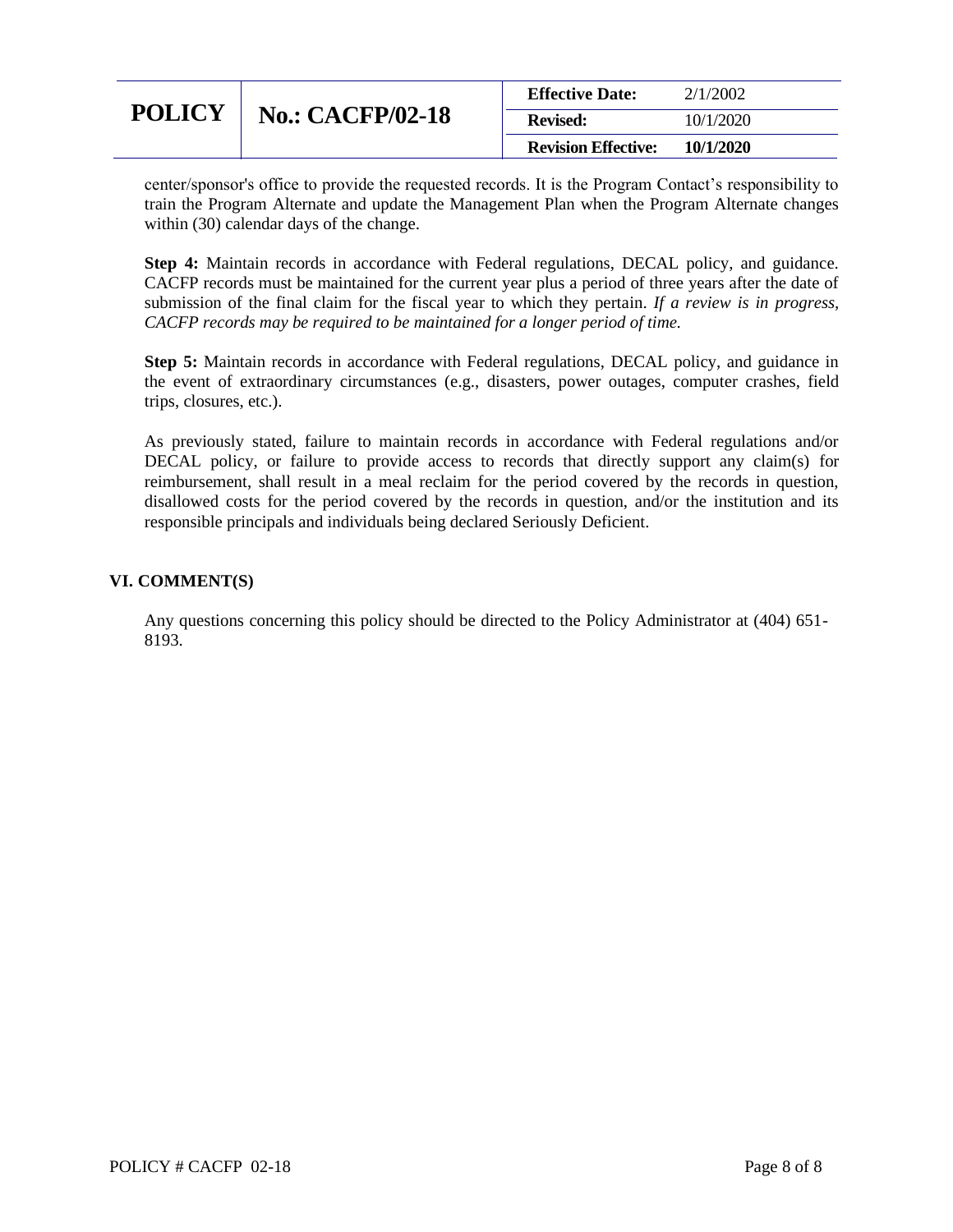center/sponsor's office to provide the requested records. It is the Program Contact's responsibility to train the Program Alternate and update the Management Plan when the Program Alternate changes within (30) calendar days of the change.

**Step 4:** Maintain records in accordance with Federal regulations, DECAL policy, and guidance. CACFP records must be maintained for the current year plus a period of three years after the date of submission of the final claim for the fiscal year to which they pertain. *If a review is in progress, CACFP records may be required to be maintained for a longer period of time.*

**Step 5:** Maintain records in accordance with Federal regulations, DECAL policy, and guidance in the event of extraordinary circumstances (e.g., disasters, power outages, computer crashes, field trips, closures, etc.).

As previously stated, failure to maintain records in accordance with Federal regulations and/or DECAL policy, or failure to provide access to records that directly support any claim(s) for reimbursement, shall result in a meal reclaim for the period covered by the records in question, disallowed costs for the period covered by the records in question, and/or the institution and its responsible principals and individuals being declared Seriously Deficient.

## VI. COMMENT(S)

Any questions concerning this policy should be directed to the Policy Administrator at (404) 651-8193.